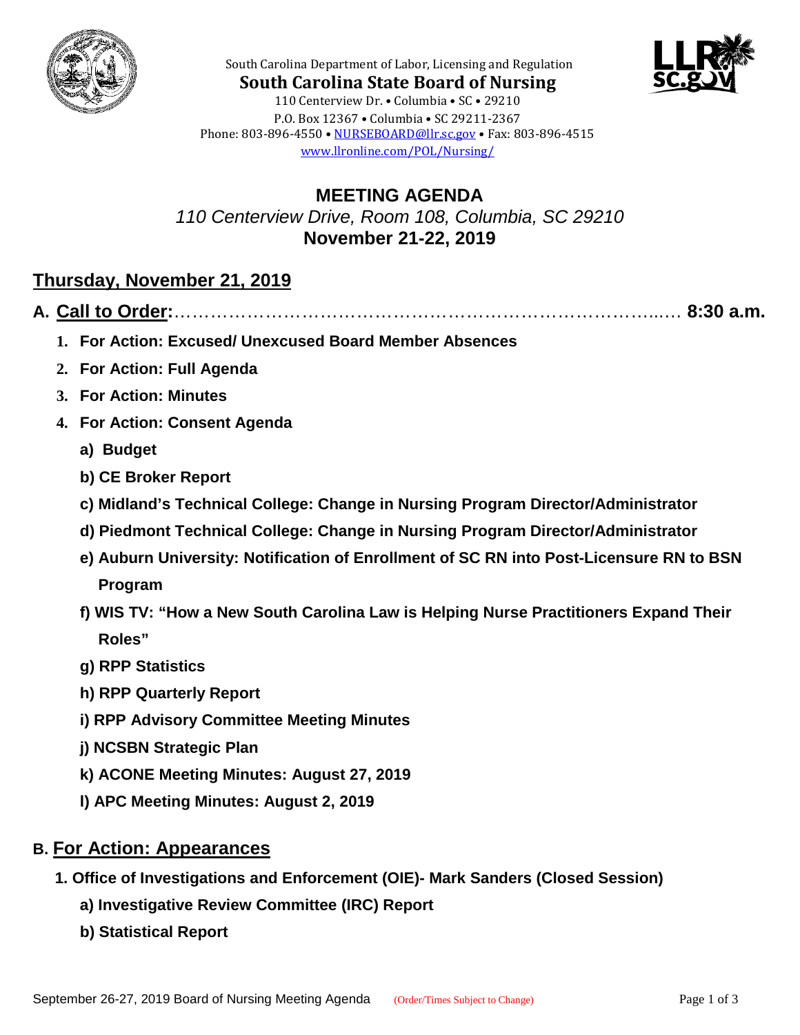South Carolina Department of Labor, Licensing and Regulation

**South Carolina State Board of Nursing**

110 Centerview Dr. • Columbia • SC • 29210
P.O. Box 12367 • Columbia • SC 29211-2367
Phone: 803-896-4550 • NURSEBOARD@llr.sc.gov • Fax: 803-896-4515
www.llronline.com/POL/Nursing/

# MEETING AGENDA

*110 Centerview Drive, Room 108, Columbia, SC 29210*

**November 21-22, 2019**

## Thursday, November 21, 2019

### A. Call to Order:……………………………………………………………………..… 8:30 a.m.

1. **For Action: Excused/ Unexcused Board Member Absences**
2. **For Action: Full Agenda**
3. **For Action: Minutes**
4. **For Action: Consent Agenda**
   - **a) Budget**
   - **b) CE Broker Report**
   - **c) Midland's Technical College: Change in Nursing Program Director/Administrator**
   - **d) Piedmont Technical College: Change in Nursing Program Director/Administrator**
   - **e) Auburn University: Notification of Enrollment of SC RN into Post-Licensure RN to BSN Program**
   - **f) WIS TV: "How a New South Carolina Law is Helping Nurse Practitioners Expand Their Roles"**
   - **g) RPP Statistics**
   - **h) RPP Quarterly Report**
   - **i) RPP Advisory Committee Meeting Minutes**
   - **j) NCSBN Strategic Plan**
   - **k) ACONE Meeting Minutes: August 27, 2019**
   - **l) APC Meeting Minutes: August 2, 2019**

### B. For Action: Appearances

1. **Office of Investigations and Enforcement (OIE)- Mark Sanders (Closed Session)**
   - **a) Investigative Review Committee (IRC) Report**
   - **b) Statistical Report**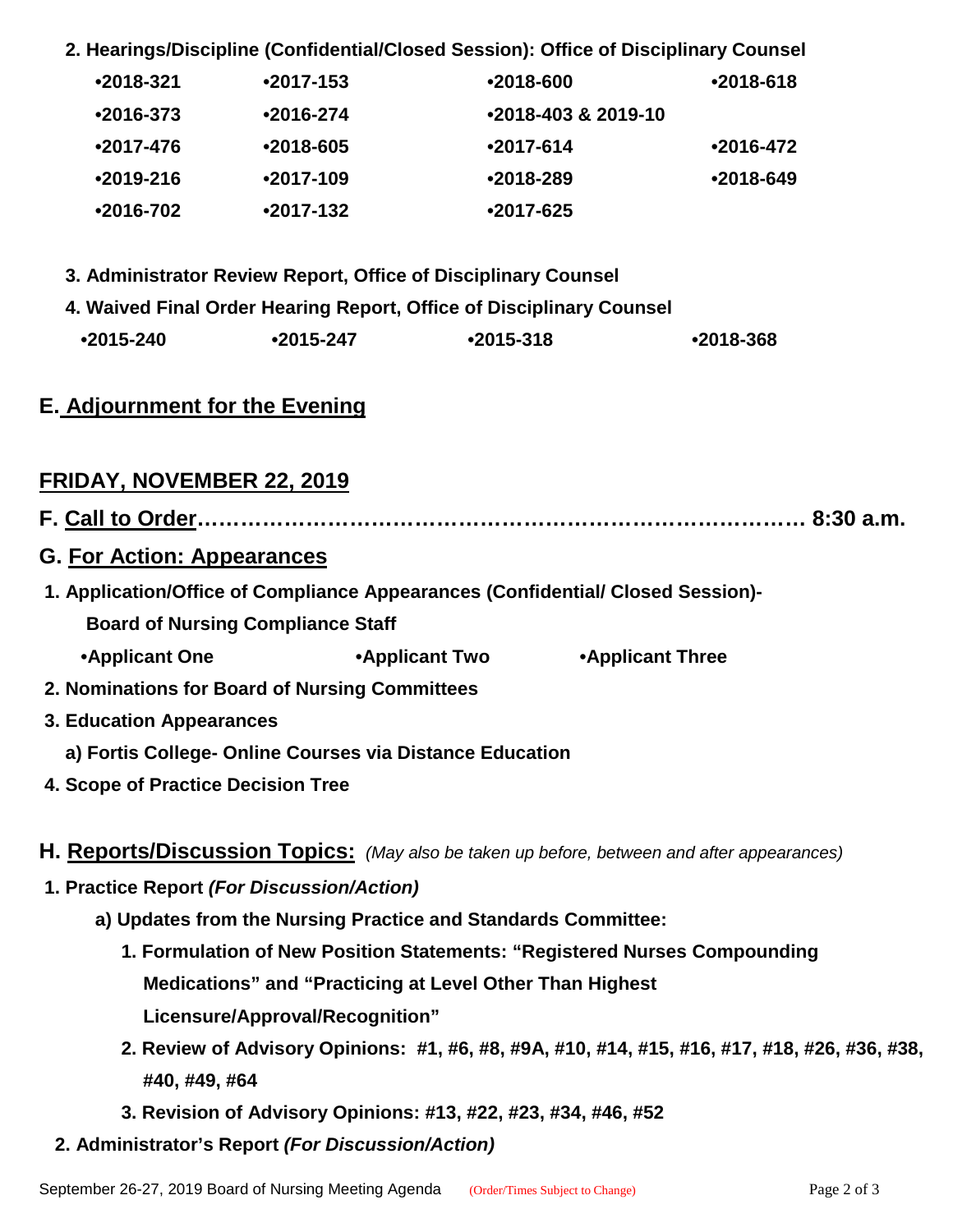**2. Hearings/Discipline (Confidential/Closed Session): Office of Disciplinary Counsel**

| | | | |
|---|---|---|---|
| •2018-321 | •2017-153 | •2018-600 | •2018-618 |
| •2016-373 | •2016-274 | •2018-403 & 2019-10 | |
| •2017-476 | •2018-605 | •2017-614 | •2016-472 |
| •2019-216 | •2017-109 | •2018-289 | •2018-649 |
| •2016-702 | •2017-132 | •2017-625 | |

**3. Administrator Review Report, Office of Disciplinary Counsel**

**4. Waived Final Order Hearing Report, Office of Disciplinary Counsel**

| | | | |
|---|---|---|---|
| •2015-240 | •2015-247 | •2015-318 | •2018-368 |

## E. Adjournment for the Evening

## FRIDAY, NOVEMBER 22, 2019

## F. Call to Order…………………………………………………………………… 8:30 a.m.

## G. For Action: Appearances

**1. Application/Office of Compliance Appearances (Confidential/ Closed Session)- Board of Nursing Compliance Staff**

- **Applicant One**
- **Applicant Two**
- **Applicant Three**

**2. Nominations for Board of Nursing Committees**

**3. Education Appearances**

**a) Fortis College- Online Courses via Distance Education**

**4. Scope of Practice Decision Tree**

## H. Reports/Discussion Topics: *(May also be taken up before, between and after appearances)*

**1. Practice Report *(For Discussion/Action)***

**a) Updates from the Nursing Practice and Standards Committee:**

**1. Formulation of New Position Statements: "Registered Nurses Compounding Medications" and "Practicing at Level Other Than Highest Licensure/Approval/Recognition"**

**2. Review of Advisory Opinions: #1, #6, #8, #9A, #10, #14, #15, #16, #17, #18, #26, #36, #38, #40, #49, #64**

**3. Revision of Advisory Opinions: #13, #22, #23, #34, #46, #52**

**2. Administrator's Report *(For Discussion/Action)***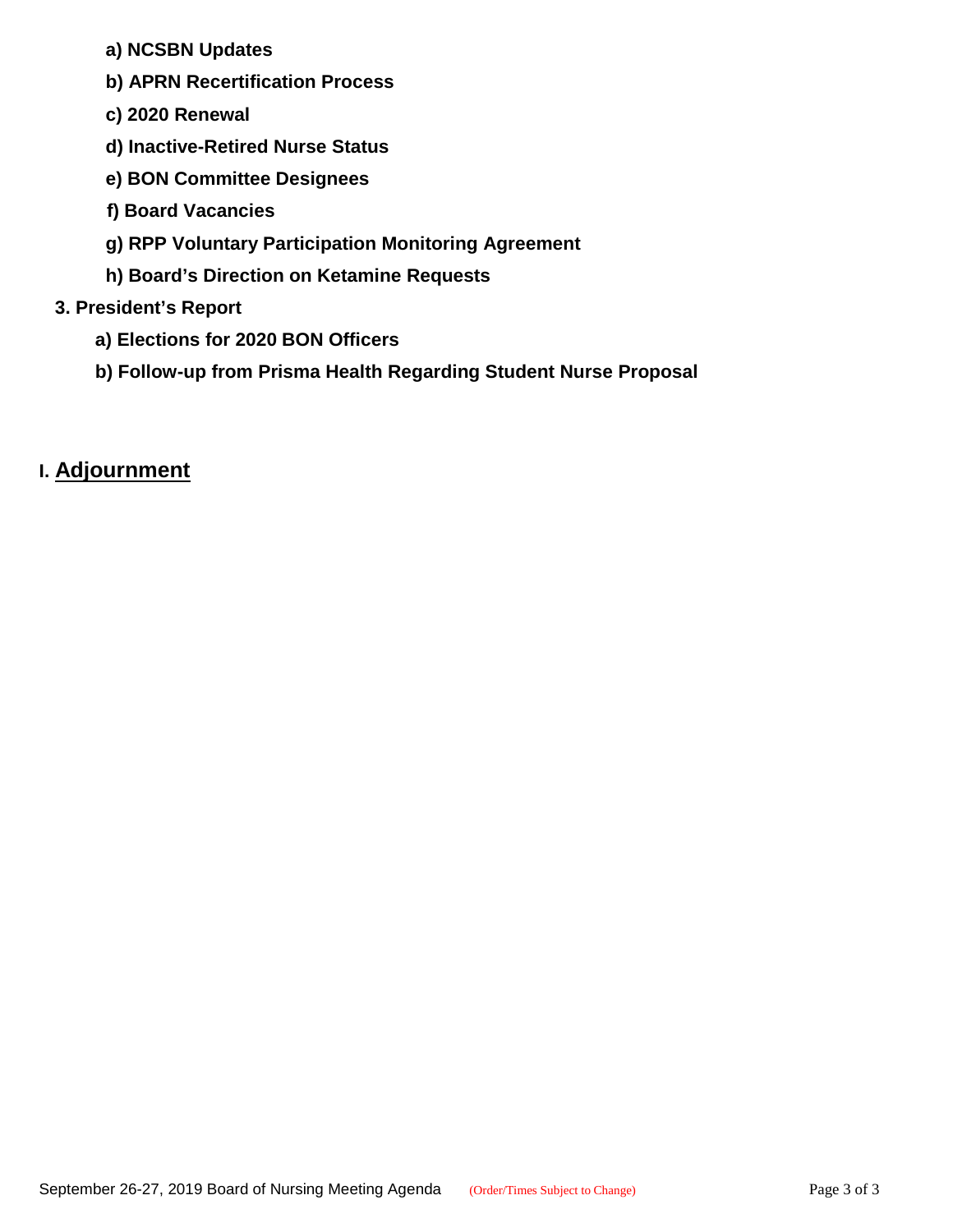**a) NCSBN Updates**

**b) APRN Recertification Process**

**c) 2020 Renewal**

**d) Inactive-Retired Nurse Status**

**e) BON Committee Designees**

**f) Board Vacancies**

**g) RPP Voluntary Participation Monitoring Agreement**

**h) Board's Direction on Ketamine Requests**

**3. President's Report**

**a) Elections for 2020 BON Officers**

**b) Follow-up from Prisma Health Regarding Student Nurse Proposal**

## I. Adjournment